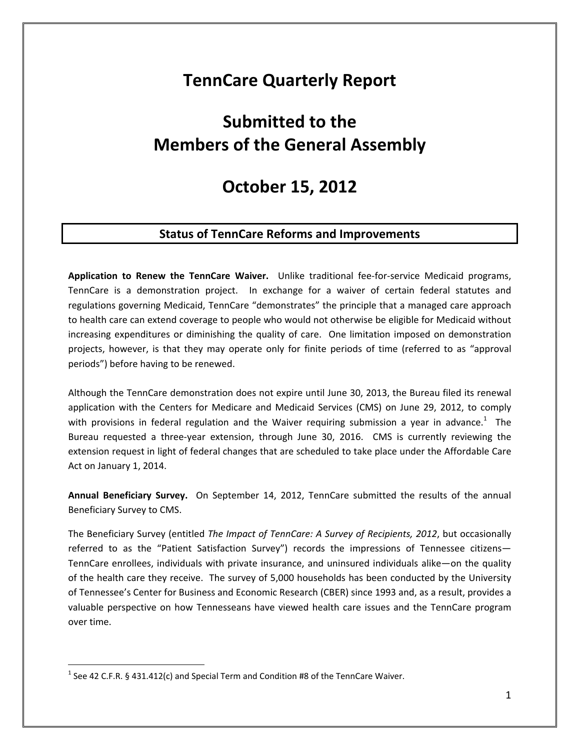# TennCare Quarterly Report

# Submitted to the Members of the General Assembly

# October 15, 2012

## Status of TennCare Reforms and Improvements

**Application to Renew the TennCare Waiver.** Unlike traditional fee-for-service Medicaid programs, TennCare is a demonstration project. In exchange for a waiver of certain federal statutes and regulations governing Medicaid, TennCare "demonstrates" the principle that a managed care approach to health care can extend coverage to people who would not otherwise be eligible for Medicaid without increasing expenditures or diminishing the quality of care. One limitation imposed on demonstration projects, however, is that they may operate only for finite periods of time (referred to as "approval periods") before having to be renewed.

Although the TennCare demonstration does not expire until June 30, 2013, the Bureau filed its renewal application with the Centers for Medicare and Medicaid Services (CMS) on June 29, 2012, to comply with provisions in federal regulation and the Waiver requiring submission a year in advance.[1] The Bureau requested a three-year extension, through June 30, 2016. CMS is currently reviewing the extension request in light of federal changes that are scheduled to take place under the Affordable Care Act on January 1, 2014.

**Annual Beneficiary Survey.** On September 14, 2012, TennCare submitted the results of the annual Beneficiary Survey to CMS.

The Beneficiary Survey (entitled *The Impact of TennCare: A Survey of Recipients, 2012*, but occasionally referred to as the "Patient Satisfaction Survey") records the impressions of Tennessee citizens—TennCare enrollees, individuals with private insurance, and uninsured individuals alike—on the quality of the health care they receive. The survey of 5,000 households has been conducted by the University of Tennessee's Center for Business and Economic Research (CBER) since 1993 and, as a result, provides a valuable perspective on how Tennesseans have viewed health care issues and the TennCare program over time.

[1] See 42 C.F.R. § 431.412(c) and Special Term and Condition #8 of the TennCare Waiver.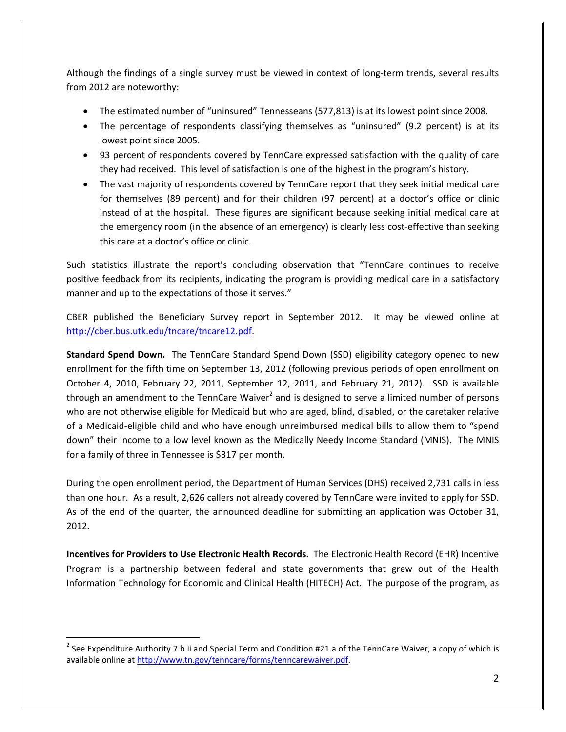Although the findings of a single survey must be viewed in context of long-term trends, several results from 2012 are noteworthy:

- The estimated number of "uninsured" Tennesseans (577,813) is at its lowest point since 2008.
- The percentage of respondents classifying themselves as "uninsured" (9.2 percent) is at its lowest point since 2005.
- 93 percent of respondents covered by TennCare expressed satisfaction with the quality of care they had received. This level of satisfaction is one of the highest in the program's history.
- The vast majority of respondents covered by TennCare report that they seek initial medical care for themselves (89 percent) and for their children (97 percent) at a doctor's office or clinic instead of at the hospital. These figures are significant because seeking initial medical care at the emergency room (in the absence of an emergency) is clearly less cost-effective than seeking this care at a doctor's office or clinic.

Such statistics illustrate the report's concluding observation that "TennCare continues to receive positive feedback from its recipients, indicating the program is providing medical care in a satisfactory manner and up to the expectations of those it serves."

CBER published the Beneficiary Survey report in September 2012. It may be viewed online at http://cber.bus.utk.edu/tncare/tncare12.pdf.

**Standard Spend Down.** The TennCare Standard Spend Down (SSD) eligibility category opened to new enrollment for the fifth time on September 13, 2012 (following previous periods of open enrollment on October 4, 2010, February 22, 2011, September 12, 2011, and February 21, 2012). SSD is available through an amendment to the TennCare Waiver[2] and is designed to serve a limited number of persons who are not otherwise eligible for Medicaid but who are aged, blind, disabled, or the caretaker relative of a Medicaid-eligible child and who have enough unreimbursed medical bills to allow them to "spend down" their income to a low level known as the Medically Needy Income Standard (MNIS). The MNIS for a family of three in Tennessee is $317 per month.

During the open enrollment period, the Department of Human Services (DHS) received 2,731 calls in less than one hour. As a result, 2,626 callers not already covered by TennCare were invited to apply for SSD. As of the end of the quarter, the announced deadline for submitting an application was October 31, 2012.

**Incentives for Providers to Use Electronic Health Records.** The Electronic Health Record (EHR) Incentive Program is a partnership between federal and state governments that grew out of the Health Information Technology for Economic and Clinical Health (HITECH) Act. The purpose of the program, as

[2] See Expenditure Authority 7.b.ii and Special Term and Condition #21.a of the TennCare Waiver, a copy of which is available online at http://www.tn.gov/tenncare/forms/tenncarewaiver.pdf.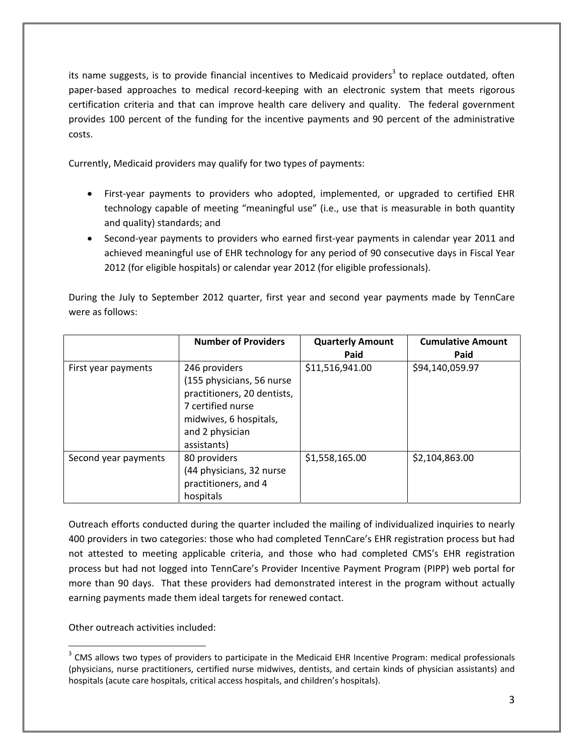its name suggests, is to provide financial incentives to Medicaid providers[3] to replace outdated, often paper-based approaches to medical record-keeping with an electronic system that meets rigorous certification criteria and that can improve health care delivery and quality. The federal government provides 100 percent of the funding for the incentive payments and 90 percent of the administrative costs.

Currently, Medicaid providers may qualify for two types of payments:

- First-year payments to providers who adopted, implemented, or upgraded to certified EHR technology capable of meeting "meaningful use" (i.e., use that is measurable in both quantity and quality) standards; and
- Second-year payments to providers who earned first-year payments in calendar year 2011 and achieved meaningful use of EHR technology for any period of 90 consecutive days in Fiscal Year 2012 (for eligible hospitals) or calendar year 2012 (for eligible professionals).

During the July to September 2012 quarter, first year and second year payments made by TennCare were as follows:

| | Number of Providers | Quarterly Amount Paid | Cumulative Amount Paid |
|---|---|---|---|
| First year payments | 246 providers (155 physicians, 56 nurse practitioners, 20 dentists, 7 certified nurse midwives, 6 hospitals, and 2 physician assistants) | $11,516,941.00 | $94,140,059.97 |
| Second year payments | 80 providers (44 physicians, 32 nurse practitioners, and 4 hospitals | $1,558,165.00 | $2,104,863.00 |

Outreach efforts conducted during the quarter included the mailing of individualized inquiries to nearly 400 providers in two categories: those who had completed TennCare's EHR registration process but had not attested to meeting applicable criteria, and those who had completed CMS's EHR registration process but had not logged into TennCare's Provider Incentive Payment Program (PIPP) web portal for more than 90 days. That these providers had demonstrated interest in the program without actually earning payments made them ideal targets for renewed contact.

Other outreach activities included:

[3] CMS allows two types of providers to participate in the Medicaid EHR Incentive Program: medical professionals (physicians, nurse practitioners, certified nurse midwives, dentists, and certain kinds of physician assistants) and hospitals (acute care hospitals, critical access hospitals, and children's hospitals).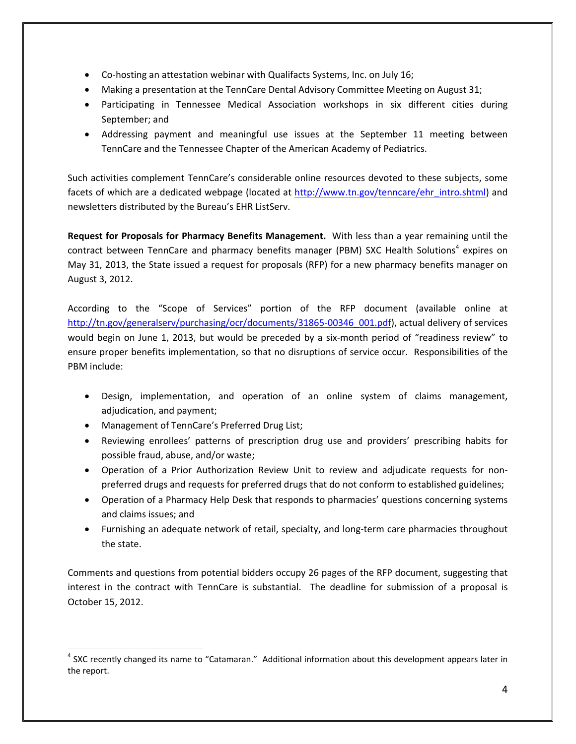- Co-hosting an attestation webinar with Qualifacts Systems, Inc. on July 16;
- Making a presentation at the TennCare Dental Advisory Committee Meeting on August 31;
- Participating in Tennessee Medical Association workshops in six different cities during September; and
- Addressing payment and meaningful use issues at the September 11 meeting between TennCare and the Tennessee Chapter of the American Academy of Pediatrics.

Such activities complement TennCare's considerable online resources devoted to these subjects, some facets of which are a dedicated webpage (located at http://www.tn.gov/tenncare/ehr_intro.shtml) and newsletters distributed by the Bureau's EHR ListServ.

**Request for Proposals for Pharmacy Benefits Management.** With less than a year remaining until the contract between TennCare and pharmacy benefits manager (PBM) SXC Health Solutions[4] expires on May 31, 2013, the State issued a request for proposals (RFP) for a new pharmacy benefits manager on August 3, 2012.

According to the "Scope of Services" portion of the RFP document (available online at http://tn.gov/generalserv/purchasing/ocr/documents/31865-00346_001.pdf), actual delivery of services would begin on June 1, 2013, but would be preceded by a six-month period of "readiness review" to ensure proper benefits implementation, so that no disruptions of service occur. Responsibilities of the PBM include:

- Design, implementation, and operation of an online system of claims management, adjudication, and payment;
- Management of TennCare's Preferred Drug List;
- Reviewing enrollees' patterns of prescription drug use and providers' prescribing habits for possible fraud, abuse, and/or waste;
- Operation of a Prior Authorization Review Unit to review and adjudicate requests for non-preferred drugs and requests for preferred drugs that do not conform to established guidelines;
- Operation of a Pharmacy Help Desk that responds to pharmacies' questions concerning systems and claims issues; and
- Furnishing an adequate network of retail, specialty, and long-term care pharmacies throughout the state.

Comments and questions from potential bidders occupy 26 pages of the RFP document, suggesting that interest in the contract with TennCare is substantial. The deadline for submission of a proposal is October 15, 2012.

---

[4] SXC recently changed its name to "Catamaran." Additional information about this development appears later in the report.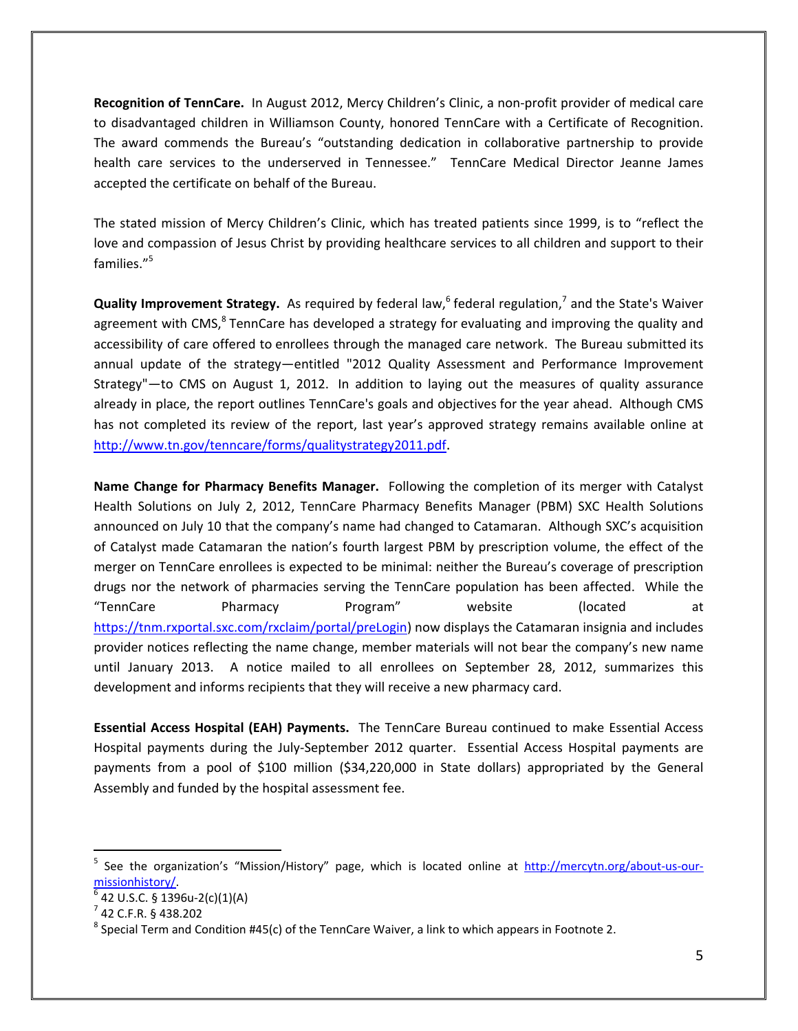**Recognition of TennCare.** In August 2012, Mercy Children's Clinic, a non-profit provider of medical care to disadvantaged children in Williamson County, honored TennCare with a Certificate of Recognition. The award commends the Bureau's "outstanding dedication in collaborative partnership to provide health care services to the underserved in Tennessee." TennCare Medical Director Jeanne James accepted the certificate on behalf of the Bureau.

The stated mission of Mercy Children's Clinic, which has treated patients since 1999, is to "reflect the love and compassion of Jesus Christ by providing healthcare services to all children and support to their families."[5]

**Quality Improvement Strategy.** As required by federal law,[6] federal regulation,[7] and the State's Waiver agreement with CMS,[8] TennCare has developed a strategy for evaluating and improving the quality and accessibility of care offered to enrollees through the managed care network. The Bureau submitted its annual update of the strategy—entitled "2012 Quality Assessment and Performance Improvement Strategy"—to CMS on August 1, 2012. In addition to laying out the measures of quality assurance already in place, the report outlines TennCare's goals and objectives for the year ahead. Although CMS has not completed its review of the report, last year's approved strategy remains available online at http://www.tn.gov/tenncare/forms/qualitystrategy2011.pdf.

**Name Change for Pharmacy Benefits Manager.** Following the completion of its merger with Catalyst Health Solutions on July 2, 2012, TennCare Pharmacy Benefits Manager (PBM) SXC Health Solutions announced on July 10 that the company's name had changed to Catamaran. Although SXC's acquisition of Catalyst made Catamaran the nation's fourth largest PBM by prescription volume, the effect of the merger on TennCare enrollees is expected to be minimal: neither the Bureau's coverage of prescription drugs nor the network of pharmacies serving the TennCare population has been affected. While the "TennCare Pharmacy Program" website (located at https://tnm.rxportal.sxc.com/rxclaim/portal/preLogin) now displays the Catamaran insignia and includes provider notices reflecting the name change, member materials will not bear the company's new name until January 2013. A notice mailed to all enrollees on September 28, 2012, summarizes this development and informs recipients that they will receive a new pharmacy card.

**Essential Access Hospital (EAH) Payments.** The TennCare Bureau continued to make Essential Access Hospital payments during the July-September 2012 quarter. Essential Access Hospital payments are payments from a pool of $100 million ($34,220,000 in State dollars) appropriated by the General Assembly and funded by the hospital assessment fee.

---

[5] See the organization's "Mission/History" page, which is located online at http://mercytn.org/about-us-our-missionhistory/.

[6] 42 U.S.C. § 1396u-2(c)(1)(A)

[7] 42 C.F.R. § 438.202

[8] Special Term and Condition #45(c) of the TennCare Waiver, a link to which appears in Footnote 2.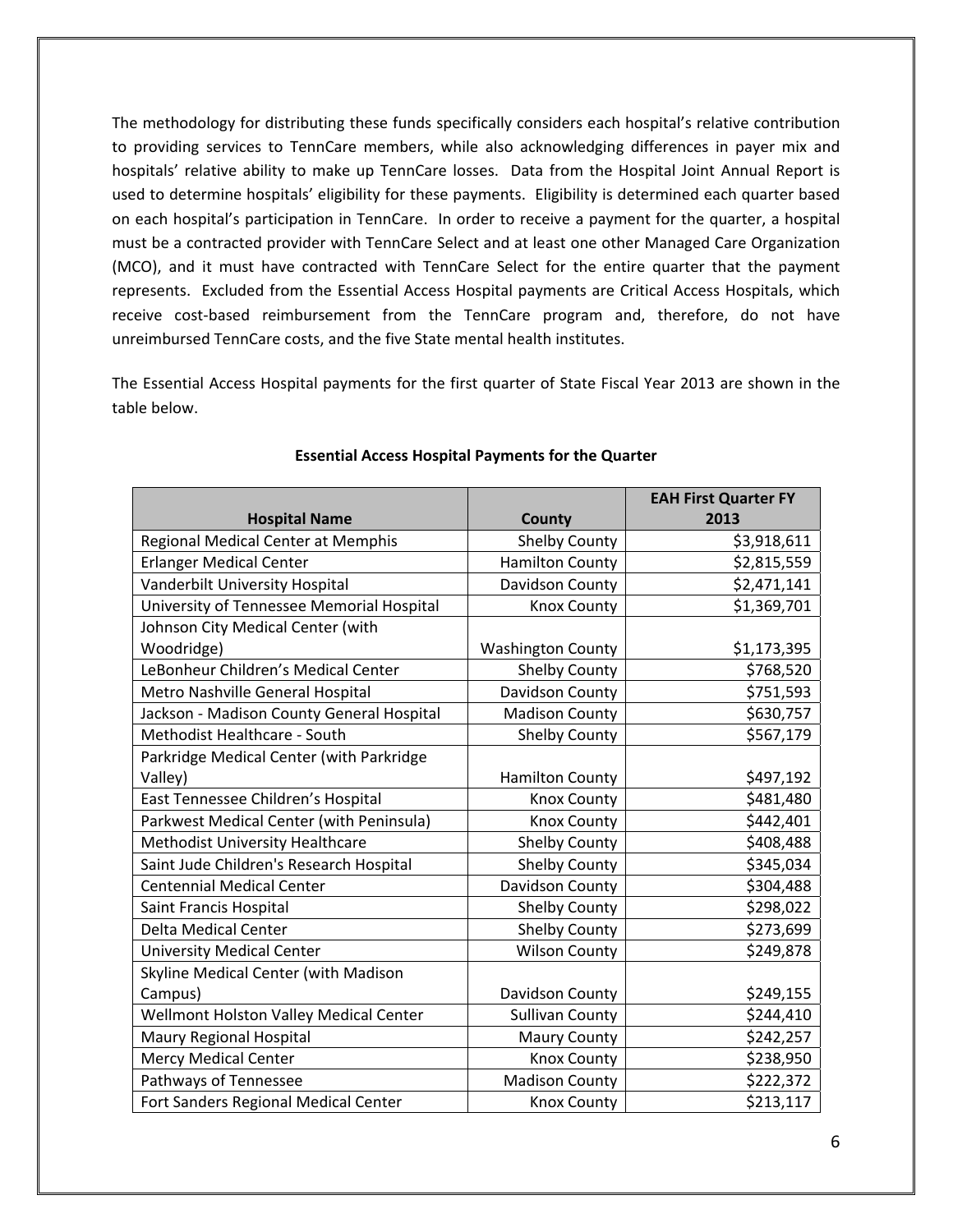The methodology for distributing these funds specifically considers each hospital's relative contribution to providing services to TennCare members, while also acknowledging differences in payer mix and hospitals' relative ability to make up TennCare losses. Data from the Hospital Joint Annual Report is used to determine hospitals' eligibility for these payments. Eligibility is determined each quarter based on each hospital's participation in TennCare. In order to receive a payment for the quarter, a hospital must be a contracted provider with TennCare Select and at least one other Managed Care Organization (MCO), and it must have contracted with TennCare Select for the entire quarter that the payment represents. Excluded from the Essential Access Hospital payments are Critical Access Hospitals, which receive cost-based reimbursement from the TennCare program and, therefore, do not have unreimbursed TennCare costs, and the five State mental health institutes.

The Essential Access Hospital payments for the first quarter of State Fiscal Year 2013 are shown in the table below.

**Essential Access Hospital Payments for the Quarter**

| Hospital Name | County | EAH First Quarter FY 2013 |
|---|---|---|
| Regional Medical Center at Memphis | Shelby County | $3,918,611 |
| Erlanger Medical Center | Hamilton County | $2,815,559 |
| Vanderbilt University Hospital | Davidson County | $2,471,141 |
| University of Tennessee Memorial Hospital | Knox County | $1,369,701 |
| Johnson City Medical Center (with Woodridge) | Washington County | $1,173,395 |
| LeBonheur Children's Medical Center | Shelby County | $768,520 |
| Metro Nashville General Hospital | Davidson County | $751,593 |
| Jackson - Madison County General Hospital | Madison County | $630,757 |
| Methodist Healthcare - South | Shelby County | $567,179 |
| Parkridge Medical Center (with Parkridge Valley) | Hamilton County | $497,192 |
| East Tennessee Children's Hospital | Knox County | $481,480 |
| Parkwest Medical Center (with Peninsula) | Knox County | $442,401 |
| Methodist University Healthcare | Shelby County | $408,488 |
| Saint Jude Children's Research Hospital | Shelby County | $345,034 |
| Centennial Medical Center | Davidson County | $304,488 |
| Saint Francis Hospital | Shelby County | $298,022 |
| Delta Medical Center | Shelby County | $273,699 |
| University Medical Center | Wilson County | $249,878 |
| Skyline Medical Center (with Madison Campus) | Davidson County | $249,155 |
| Wellmont Holston Valley Medical Center | Sullivan County | $244,410 |
| Maury Regional Hospital | Maury County | $242,257 |
| Mercy Medical Center | Knox County | $238,950 |
| Pathways of Tennessee | Madison County | $222,372 |
| Fort Sanders Regional Medical Center | Knox County | $213,117 |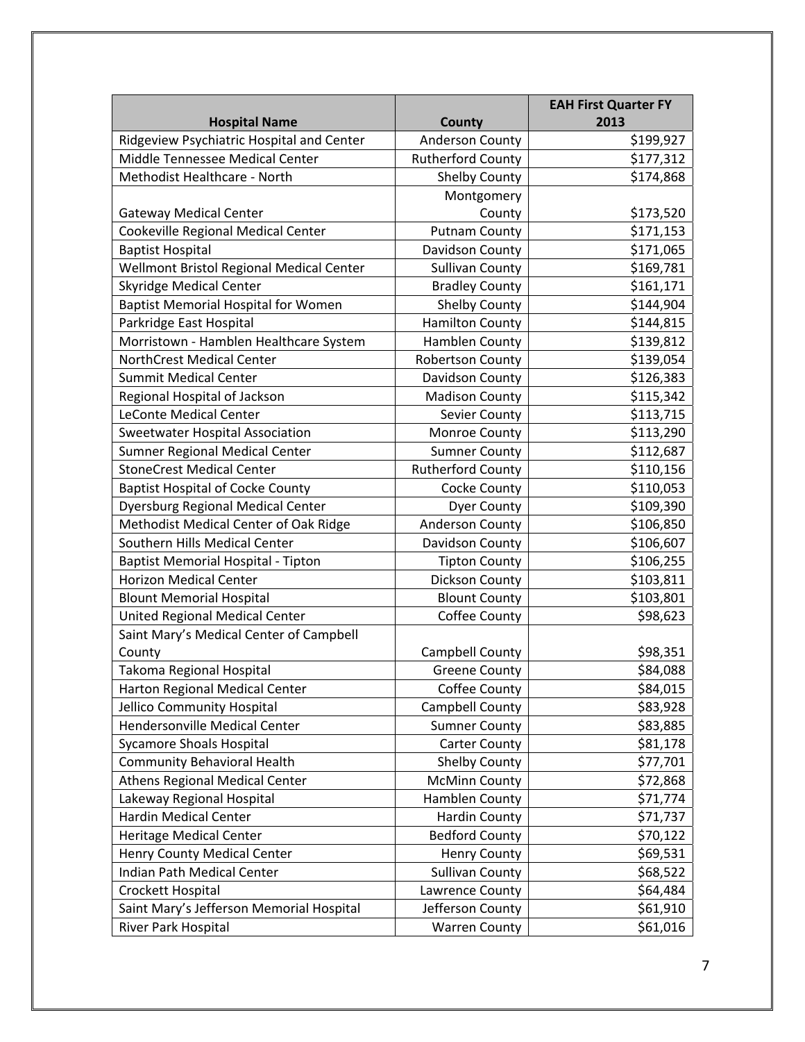| Hospital Name | County | EAH First Quarter FY 2013 |
|---|---|---|
| Ridgeview Psychiatric Hospital and Center | Anderson County | $199,927 |
| Middle Tennessee Medical Center | Rutherford County | $177,312 |
| Methodist Healthcare - North | Shelby County | $174,868 |
| Gateway Medical Center | Montgomery County | $173,520 |
| Cookeville Regional Medical Center | Putnam County | $171,153 |
| Baptist Hospital | Davidson County | $171,065 |
| Wellmont Bristol Regional Medical Center | Sullivan County | $169,781 |
| Skyridge Medical Center | Bradley County | $161,171 |
| Baptist Memorial Hospital for Women | Shelby County | $144,904 |
| Parkridge East Hospital | Hamilton County | $144,815 |
| Morristown - Hamblen Healthcare System | Hamblen County | $139,812 |
| NorthCrest Medical Center | Robertson County | $139,054 |
| Summit Medical Center | Davidson County | $126,383 |
| Regional Hospital of Jackson | Madison County | $115,342 |
| LeConte Medical Center | Sevier County | $113,715 |
| Sweetwater Hospital Association | Monroe County | $113,290 |
| Sumner Regional Medical Center | Sumner County | $112,687 |
| StoneCrest Medical Center | Rutherford County | $110,156 |
| Baptist Hospital of Cocke County | Cocke County | $110,053 |
| Dyersburg Regional Medical Center | Dyer County | $109,390 |
| Methodist Medical Center of Oak Ridge | Anderson County | $106,850 |
| Southern Hills Medical Center | Davidson County | $106,607 |
| Baptist Memorial Hospital - Tipton | Tipton County | $106,255 |
| Horizon Medical Center | Dickson County | $103,811 |
| Blount Memorial Hospital | Blount County | $103,801 |
| United Regional Medical Center | Coffee County | $98,623 |
| Saint Mary's Medical Center of Campbell County | Campbell County | $98,351 |
| Takoma Regional Hospital | Greene County | $84,088 |
| Harton Regional Medical Center | Coffee County | $84,015 |
| Jellico Community Hospital | Campbell County | $83,928 |
| Hendersonville Medical Center | Sumner County | $83,885 |
| Sycamore Shoals Hospital | Carter County | $81,178 |
| Community Behavioral Health | Shelby County | $77,701 |
| Athens Regional Medical Center | McMinn County | $72,868 |
| Lakeway Regional Hospital | Hamblen County | $71,774 |
| Hardin Medical Center | Hardin County | $71,737 |
| Heritage Medical Center | Bedford County | $70,122 |
| Henry County Medical Center | Henry County | $69,531 |
| Indian Path Medical Center | Sullivan County | $68,522 |
| Crockett Hospital | Lawrence County | $64,484 |
| Saint Mary's Jefferson Memorial Hospital | Jefferson County | $61,910 |
| River Park Hospital | Warren County | $61,016 |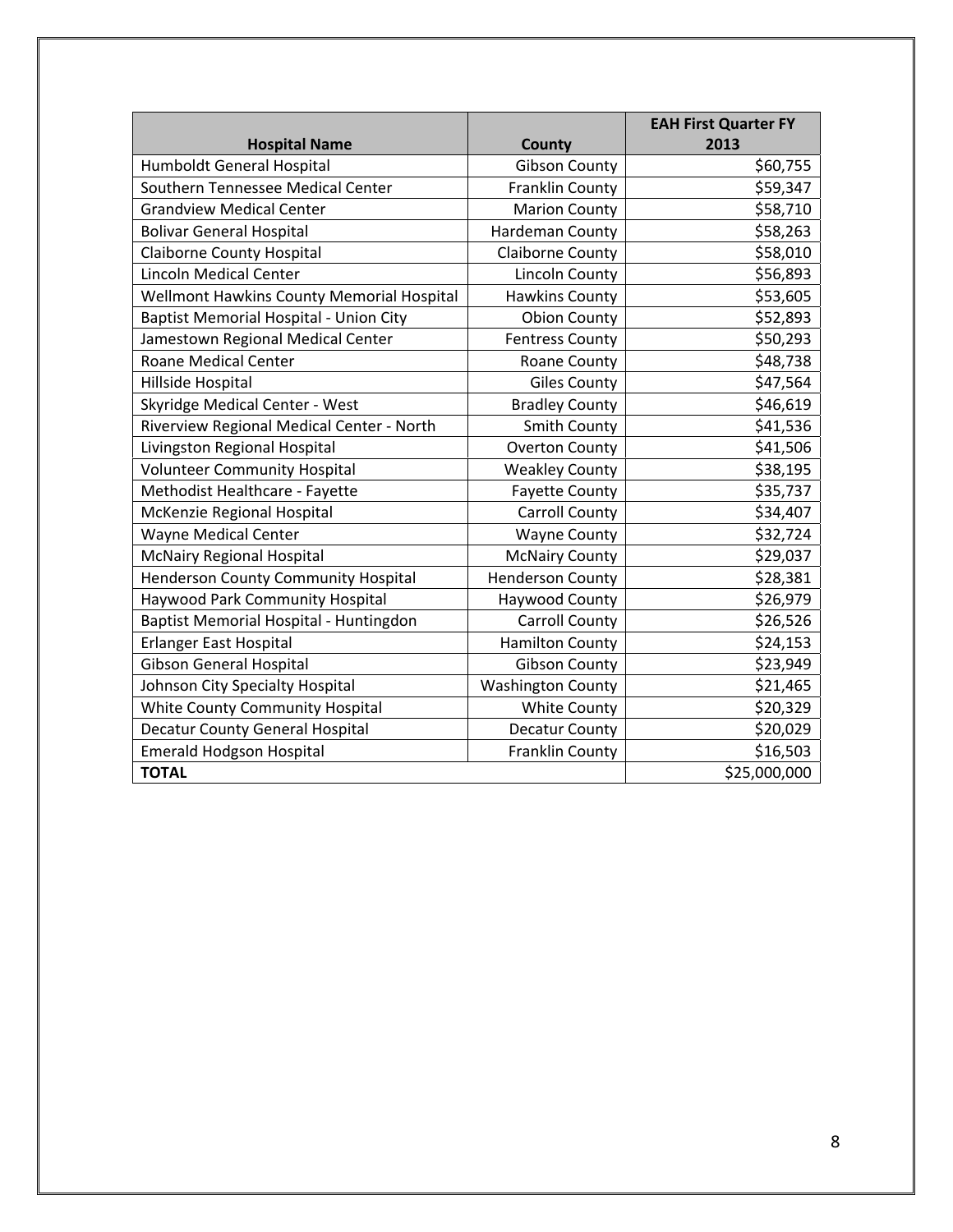| Hospital Name | County | EAH First Quarter FY 2013 |
| --- | --- | --- |
| Humboldt General Hospital | Gibson County | $60,755 |
| Southern Tennessee Medical Center | Franklin County | $59,347 |
| Grandview Medical Center | Marion County | $58,710 |
| Bolivar General Hospital | Hardeman County | $58,263 |
| Claiborne County Hospital | Claiborne County | $58,010 |
| Lincoln Medical Center | Lincoln County | $56,893 |
| Wellmont Hawkins County Memorial Hospital | Hawkins County | $53,605 |
| Baptist Memorial Hospital - Union City | Obion County | $52,893 |
| Jamestown Regional Medical Center | Fentress County | $50,293 |
| Roane Medical Center | Roane County | $48,738 |
| Hillside Hospital | Giles County | $47,564 |
| Skyridge Medical Center - West | Bradley County | $46,619 |
| Riverview Regional Medical Center - North | Smith County | $41,536 |
| Livingston Regional Hospital | Overton County | $41,506 |
| Volunteer Community Hospital | Weakley County | $38,195 |
| Methodist Healthcare - Fayette | Fayette County | $35,737 |
| McKenzie Regional Hospital | Carroll County | $34,407 |
| Wayne Medical Center | Wayne County | $32,724 |
| McNairy Regional Hospital | McNairy County | $29,037 |
| Henderson County Community Hospital | Henderson County | $28,381 |
| Haywood Park Community Hospital | Haywood County | $26,979 |
| Baptist Memorial Hospital - Huntingdon | Carroll County | $26,526 |
| Erlanger East Hospital | Hamilton County | $24,153 |
| Gibson General Hospital | Gibson County | $23,949 |
| Johnson City Specialty Hospital | Washington County | $21,465 |
| White County Community Hospital | White County | $20,329 |
| Decatur County General Hospital | Decatur County | $20,029 |
| Emerald Hodgson Hospital | Franklin County | $16,503 |
| **TOTAL** | | $25,000,000 |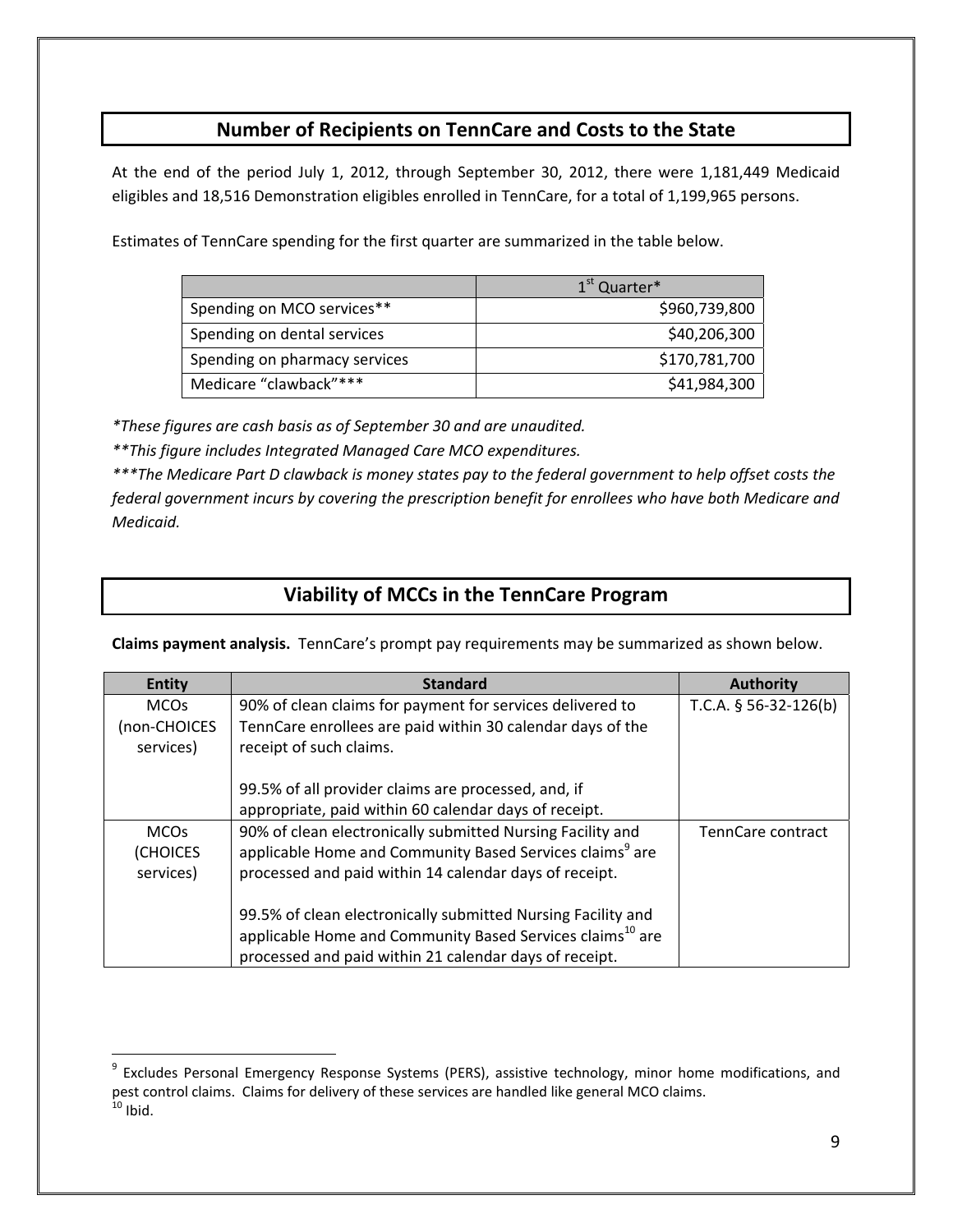## Number of Recipients on TennCare and Costs to the State

At the end of the period July 1, 2012, through September 30, 2012, there were 1,181,449 Medicaid eligibles and 18,516 Demonstration eligibles enrolled in TennCare, for a total of 1,199,965 persons.

Estimates of TennCare spending for the first quarter are summarized in the table below.

| | 1st Quarter* |
|---|---:|
| Spending on MCO services** | $960,739,800 |
| Spending on dental services | $40,206,300 |
| Spending on pharmacy services | $170,781,700 |
| Medicare "clawback"*** | $41,984,300 |

*\*These figures are cash basis as of September 30 and are unaudited.*

*\*\*This figure includes Integrated Managed Care MCO expenditures.*

*\*\*\*The Medicare Part D clawback is money states pay to the federal government to help offset costs the federal government incurs by covering the prescription benefit for enrollees who have both Medicare and Medicaid.*

## Viability of MCCs in the TennCare Program

**Claims payment analysis.** TennCare's prompt pay requirements may be summarized as shown below.

| Entity | Standard | Authority |
|---|---|---|
| MCOs (non-CHOICES services) | 90% of clean claims for payment for services delivered to TennCare enrollees are paid within 30 calendar days of the receipt of such claims.<br><br>99.5% of all provider claims are processed, and, if appropriate, paid within 60 calendar days of receipt. | T.C.A. § 56-32-126(b) |
| MCOs (CHOICES services) | 90% of clean electronically submitted Nursing Facility and applicable Home and Community Based Services claims[9] are processed and paid within 14 calendar days of receipt.<br><br>99.5% of clean electronically submitted Nursing Facility and applicable Home and Community Based Services claims[10] are processed and paid within 21 calendar days of receipt. | TennCare contract |

[9] Excludes Personal Emergency Response Systems (PERS), assistive technology, minor home modifications, and pest control claims. Claims for delivery of these services are handled like general MCO claims.

[10] Ibid.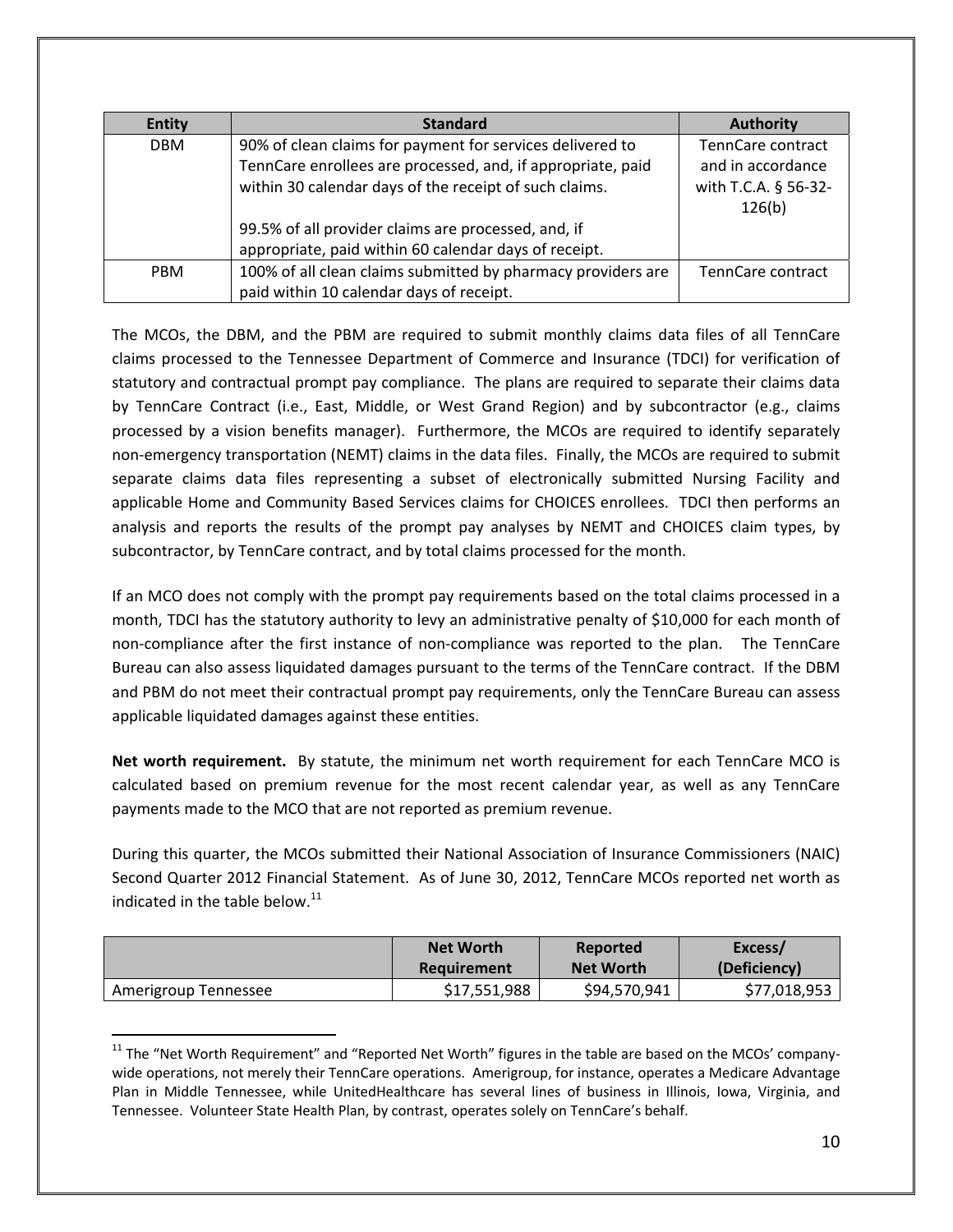| Entity | Standard | Authority |
|---|---|---|
| DBM | 90% of clean claims for payment for services delivered to TennCare enrollees are processed, and, if appropriate, paid within 30 calendar days of the receipt of such claims.<br><br>99.5% of all provider claims are processed, and, if appropriate, paid within 60 calendar days of receipt. | TennCare contract and in accordance with T.C.A. § 56-32-126(b) |
| PBM | 100% of all clean claims submitted by pharmacy providers are paid within 10 calendar days of receipt. | TennCare contract |

The MCOs, the DBM, and the PBM are required to submit monthly claims data files of all TennCare claims processed to the Tennessee Department of Commerce and Insurance (TDCI) for verification of statutory and contractual prompt pay compliance. The plans are required to separate their claims data by TennCare Contract (i.e., East, Middle, or West Grand Region) and by subcontractor (e.g., claims processed by a vision benefits manager). Furthermore, the MCOs are required to identify separately non-emergency transportation (NEMT) claims in the data files. Finally, the MCOs are required to submit separate claims data files representing a subset of electronically submitted Nursing Facility and applicable Home and Community Based Services claims for CHOICES enrollees. TDCI then performs an analysis and reports the results of the prompt pay analyses by NEMT and CHOICES claim types, by subcontractor, by TennCare contract, and by total claims processed for the month.

If an MCO does not comply with the prompt pay requirements based on the total claims processed in a month, TDCI has the statutory authority to levy an administrative penalty of $10,000 for each month of non-compliance after the first instance of non-compliance was reported to the plan. The TennCare Bureau can also assess liquidated damages pursuant to the terms of the TennCare contract. If the DBM and PBM do not meet their contractual prompt pay requirements, only the TennCare Bureau can assess applicable liquidated damages against these entities.

**Net worth requirement.** By statute, the minimum net worth requirement for each TennCare MCO is calculated based on premium revenue for the most recent calendar year, as well as any TennCare payments made to the MCO that are not reported as premium revenue.

During this quarter, the MCOs submitted their National Association of Insurance Commissioners (NAIC) Second Quarter 2012 Financial Statement. As of June 30, 2012, TennCare MCOs reported net worth as indicated in the table below.[11]

| | Net Worth Requirement | Reported Net Worth | Excess/ (Deficiency) |
|---|---|---|---|
| Amerigroup Tennessee | $17,551,988 | $94,570,941 | $77,018,953 |

[11] The "Net Worth Requirement" and "Reported Net Worth" figures in the table are based on the MCOs' company-wide operations, not merely their TennCare operations. Amerigroup, for instance, operates a Medicare Advantage Plan in Middle Tennessee, while UnitedHealthcare has several lines of business in Illinois, Iowa, Virginia, and Tennessee. Volunteer State Health Plan, by contrast, operates solely on TennCare's behalf.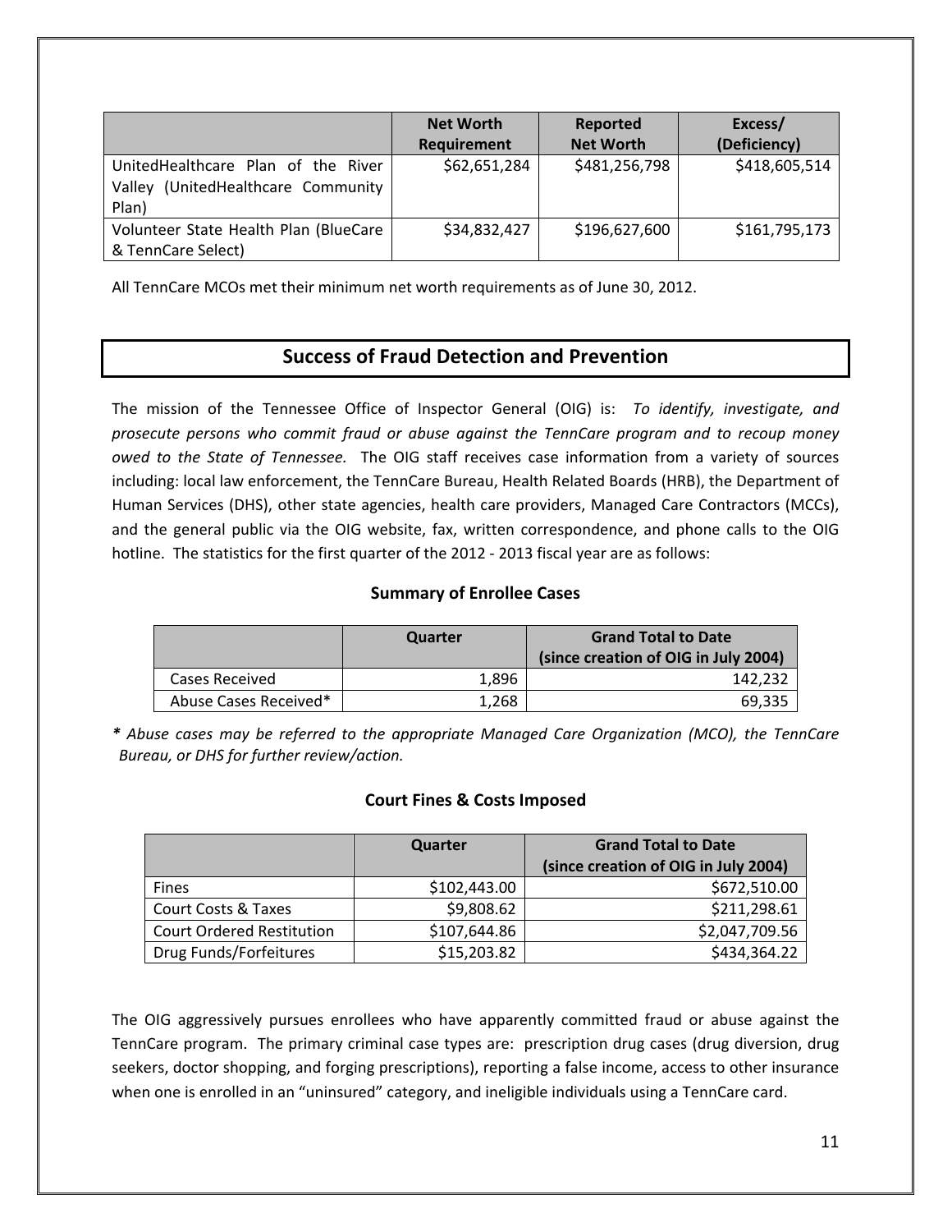| | Net Worth Requirement | Reported Net Worth | Excess/ (Deficiency) |
|---|---|---|---|
| UnitedHealthcare Plan of the River Valley (UnitedHealthcare Community Plan) | $62,651,284 | $481,256,798 | $418,605,514 |
| Volunteer State Health Plan (BlueCare & TennCare Select) | $34,832,427 | $196,627,600 | $161,795,173 |

All TennCare MCOs met their minimum net worth requirements as of June 30, 2012.

## Success of Fraud Detection and Prevention

The mission of the Tennessee Office of Inspector General (OIG) is: *To identify, investigate, and prosecute persons who commit fraud or abuse against the TennCare program and to recoup money owed to the State of Tennessee.* The OIG staff receives case information from a variety of sources including: local law enforcement, the TennCare Bureau, Health Related Boards (HRB), the Department of Human Services (DHS), other state agencies, health care providers, Managed Care Contractors (MCCs), and the general public via the OIG website, fax, written correspondence, and phone calls to the OIG hotline. The statistics for the first quarter of the 2012 - 2013 fiscal year are as follows:

### Summary of Enrollee Cases

| | Quarter | Grand Total to Date (since creation of OIG in July 2004) |
|---|---|---|
| Cases Received | 1,896 | 142,232 |
| Abuse Cases Received* | 1,268 | 69,335 |

*\* Abuse cases may be referred to the appropriate Managed Care Organization (MCO), the TennCare Bureau, or DHS for further review/action.*

### Court Fines & Costs Imposed

| | Quarter | Grand Total to Date (since creation of OIG in July 2004) |
|---|---|---|
| Fines | $102,443.00 | $672,510.00 |
| Court Costs & Taxes | $9,808.62 | $211,298.61 |
| Court Ordered Restitution | $107,644.86 | $2,047,709.56 |
| Drug Funds/Forfeitures | $15,203.82 | $434,364.22 |

The OIG aggressively pursues enrollees who have apparently committed fraud or abuse against the TennCare program. The primary criminal case types are: prescription drug cases (drug diversion, drug seekers, doctor shopping, and forging prescriptions), reporting a false income, access to other insurance when one is enrolled in an "uninsured" category, and ineligible individuals using a TennCare card.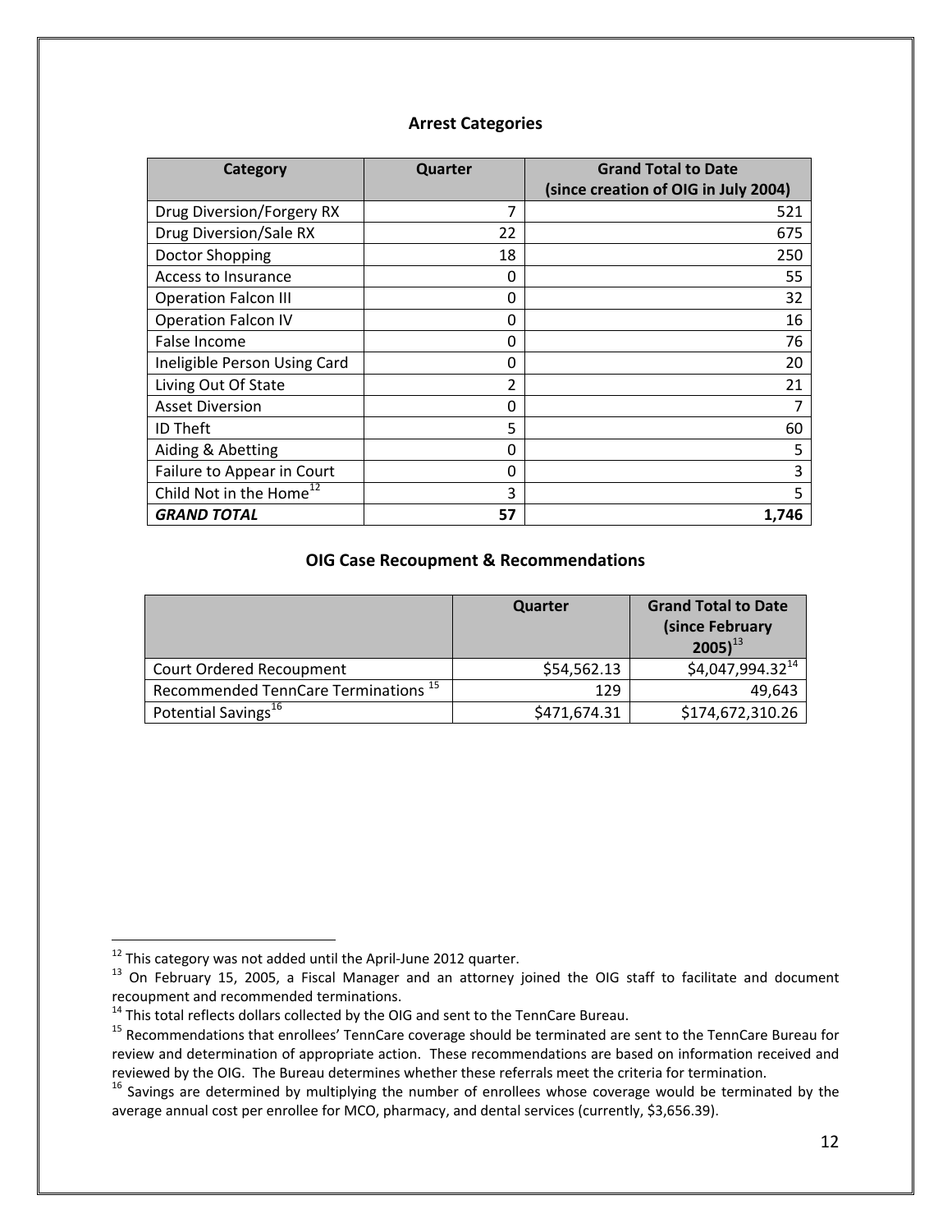### Arrest Categories

| Category | Quarter | Grand Total to Date (since creation of OIG in July 2004) |
|---|---|---|
| Drug Diversion/Forgery RX | 7 | 521 |
| Drug Diversion/Sale RX | 22 | 675 |
| Doctor Shopping | 18 | 250 |
| Access to Insurance | 0 | 55 |
| Operation Falcon III | 0 | 32 |
| Operation Falcon IV | 0 | 16 |
| False Income | 0 | 76 |
| Ineligible Person Using Card | 0 | 20 |
| Living Out Of State | 2 | 21 |
| Asset Diversion | 0 | 7 |
| ID Theft | 5 | 60 |
| Aiding & Abetting | 0 | 5 |
| Failure to Appear in Court | 0 | 3 |
| Child Not in the Home[12] | 3 | 5 |
| ***GRAND TOTAL*** | **57** | **1,746** |

### OIG Case Recoupment & Recommendations

| | Quarter | Grand Total to Date (since February 2005)[13] |
|---|---|---|
| Court Ordered Recoupment | $54,562.13 | $4,047,994.32[14] |
| Recommended TennCare Terminations [15] | 129 | 49,643 |
| Potential Savings[16] | $471,674.31 | $174,672,310.26 |

[12] This category was not added until the April-June 2012 quarter.

[13] On February 15, 2005, a Fiscal Manager and an attorney joined the OIG staff to facilitate and document recoupment and recommended terminations.

[14] This total reflects dollars collected by the OIG and sent to the TennCare Bureau.

[15] Recommendations that enrollees' TennCare coverage should be terminated are sent to the TennCare Bureau for review and determination of appropriate action. These recommendations are based on information received and reviewed by the OIG. The Bureau determines whether these referrals meet the criteria for termination.

[16] Savings are determined by multiplying the number of enrollees whose coverage would be terminated by the average annual cost per enrollee for MCO, pharmacy, and dental services (currently, $3,656.39).